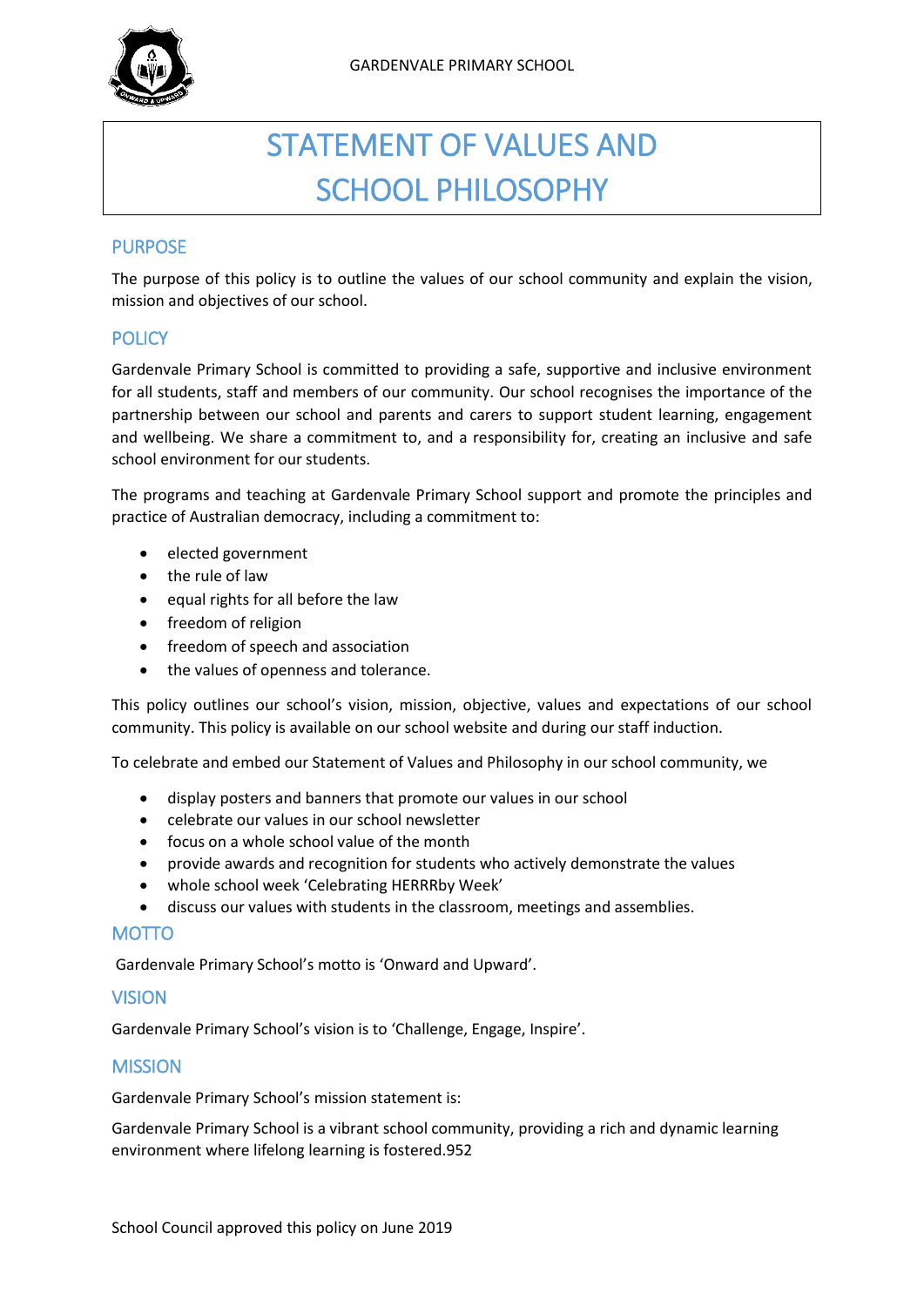# STATEMENT OF VALUES AND SCHOOL PHILOSOPHY

## PURPOSE

The purpose of this policy is to outline the values of our school community and explain the vision, mission and objectives of our school.

## POLICY

Gardenvale Primary School is committed to providing a safe, supportive and inclusive environment for all students, staff and members of our community. Our school recognises the importance of the partnership between our school and parents and carers to support student learning, engagement and wellbeing. We share a commitment to, and a responsibility for, creating an inclusive and safe school environment for our students.

The programs and teaching at Gardenvale Primary School support and promote the principles and practice of Australian democracy, including a commitment to:

- elected government
- the rule of law
- equal rights for all before the law
- freedom of religion
- freedom of speech and association
- the values of openness and tolerance.

This policy outlines our school's vision, mission, objective, values and expectations of our school community. This policy is available on our school website and during our staff induction.

To celebrate and embed our Statement of Values and Philosophy in our school community, we

- display posters and banners that promote our values in our school
- celebrate our values in our school newsletter
- focus on a whole school value of the month
- provide awards and recognition for students who actively demonstrate the values
- whole school week 'Celebrating HERRRby Week'
- discuss our values with students in the classroom, meetings and assemblies.

## MOTTO

Gardenvale Primary School's motto is 'Onward and Upward'.

## VISION

Gardenvale Primary School's vision is to 'Challenge, Engage, Inspire'.

## MISSION

Gardenvale Primary School's mission statement is:

Gardenvale Primary School is a vibrant school community, providing a rich and dynamic learning environment where lifelong learning is fostered.952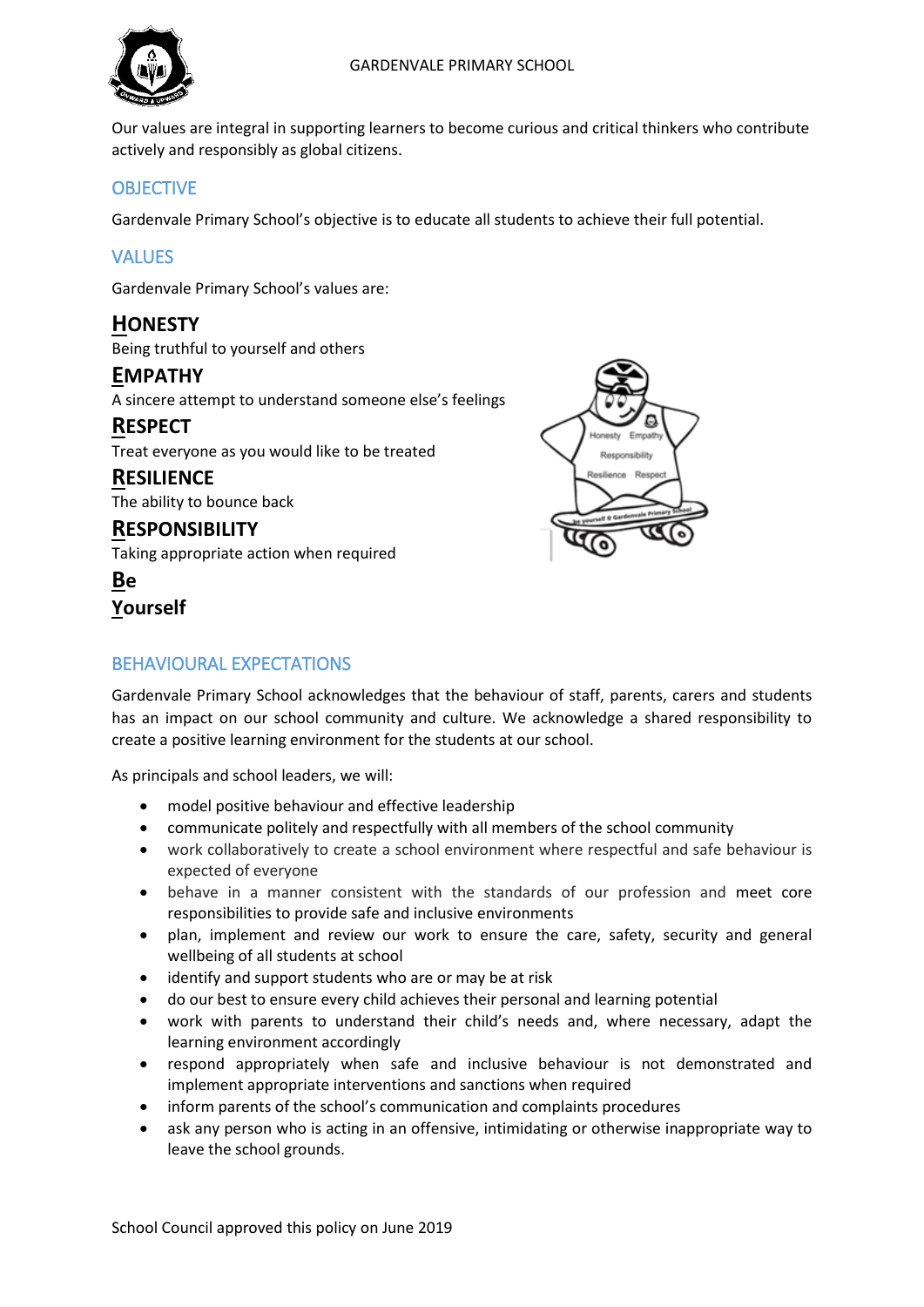Our values are integral in supporting learners to become curious and critical thinkers who contribute actively and responsibly as global citizens.

## OBJECTIVE

Gardenvale Primary School's objective is to educate all students to achieve their full potential.

## VALUES

Gardenvale Primary School's values are:

### HONESTY
Being truthful to yourself and others

### EMPATHY
A sincere attempt to understand someone else's feelings

### RESPECT
Treat everyone as you would like to be treated

### RESILIENCE
The ability to bounce back

### RESPONSIBILITY
Taking appropriate action when required

### Be
### Yourself

## BEHAVIOURAL EXPECTATIONS

Gardenvale Primary School acknowledges that the behaviour of staff, parents, carers and students has an impact on our school community and culture. We acknowledge a shared responsibility to create a positive learning environment for the students at our school.

As principals and school leaders, we will:

- model positive behaviour and effective leadership
- communicate politely and respectfully with all members of the school community
- work collaboratively to create a school environment where respectful and safe behaviour is expected of everyone
- behave in a manner consistent with the standards of our profession and meet core responsibilities to provide safe and inclusive environments
- plan, implement and review our work to ensure the care, safety, security and general wellbeing of all students at school
- identify and support students who are or may be at risk
- do our best to ensure every child achieves their personal and learning potential
- work with parents to understand their child's needs and, where necessary, adapt the learning environment accordingly
- respond appropriately when safe and inclusive behaviour is not demonstrated and implement appropriate interventions and sanctions when required
- inform parents of the school's communication and complaints procedures
- ask any person who is acting in an offensive, intimidating or otherwise inappropriate way to leave the school grounds.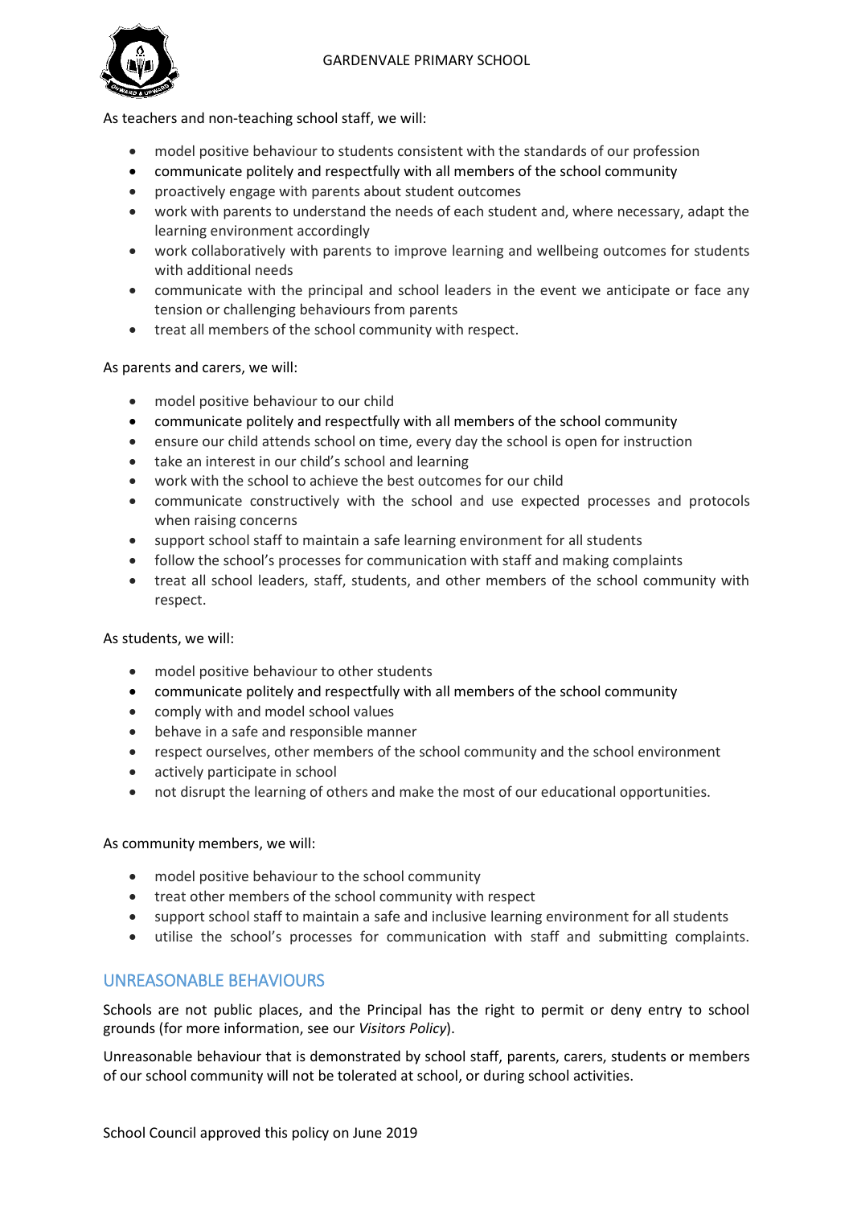As teachers and non-teaching school staff, we will:

- model positive behaviour to students consistent with the standards of our profession
- communicate politely and respectfully with all members of the school community
- proactively engage with parents about student outcomes
- work with parents to understand the needs of each student and, where necessary, adapt the learning environment accordingly
- work collaboratively with parents to improve learning and wellbeing outcomes for students with additional needs
- communicate with the principal and school leaders in the event we anticipate or face any tension or challenging behaviours from parents
- treat all members of the school community with respect.

As parents and carers, we will:

- model positive behaviour to our child
- communicate politely and respectfully with all members of the school community
- ensure our child attends school on time, every day the school is open for instruction
- take an interest in our child's school and learning
- work with the school to achieve the best outcomes for our child
- communicate constructively with the school and use expected processes and protocols when raising concerns
- support school staff to maintain a safe learning environment for all students
- follow the school's processes for communication with staff and making complaints
- treat all school leaders, staff, students, and other members of the school community with respect.

As students, we will:

- model positive behaviour to other students
- communicate politely and respectfully with all members of the school community
- comply with and model school values
- behave in a safe and responsible manner
- respect ourselves, other members of the school community and the school environment
- actively participate in school
- not disrupt the learning of others and make the most of our educational opportunities.

As community members, we will:

- model positive behaviour to the school community
- treat other members of the school community with respect
- support school staff to maintain a safe and inclusive learning environment for all students
- utilise the school's processes for communication with staff and submitting complaints.

## UNREASONABLE BEHAVIOURS

Schools are not public places, and the Principal has the right to permit or deny entry to school grounds (for more information, see our *Visitors Policy*).

Unreasonable behaviour that is demonstrated by school staff, parents, carers, students or members of our school community will not be tolerated at school, or during school activities.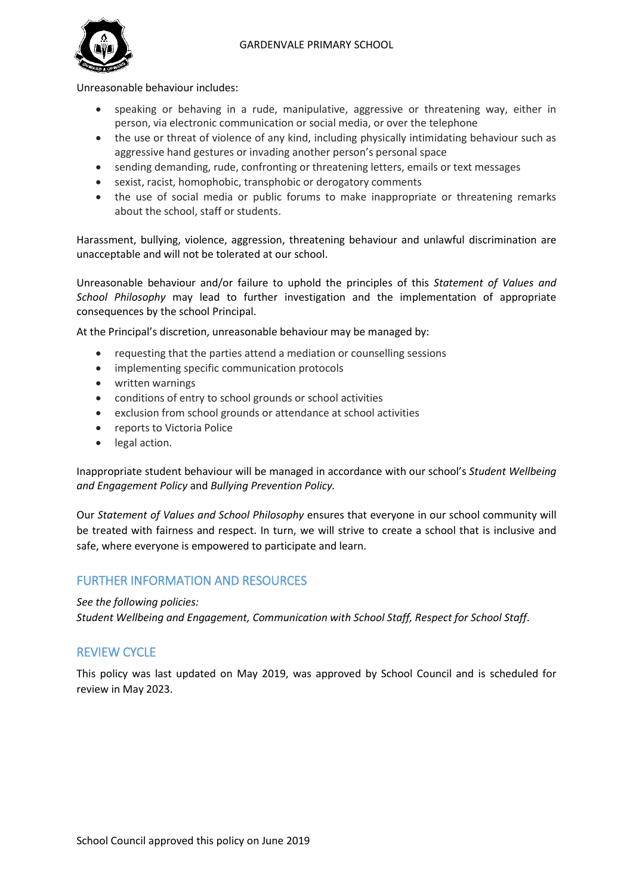Unreasonable behaviour includes:

- speaking or behaving in a rude, manipulative, aggressive or threatening way, either in person, via electronic communication or social media, or over the telephone
- the use or threat of violence of any kind, including physically intimidating behaviour such as aggressive hand gestures or invading another person's personal space
- sending demanding, rude, confronting or threatening letters, emails or text messages
- sexist, racist, homophobic, transphobic or derogatory comments
- the use of social media or public forums to make inappropriate or threatening remarks about the school, staff or students.

Harassment, bullying, violence, aggression, threatening behaviour and unlawful discrimination are unacceptable and will not be tolerated at our school.

Unreasonable behaviour and/or failure to uphold the principles of this *Statement of Values and School Philosophy* may lead to further investigation and the implementation of appropriate consequences by the school Principal.

At the Principal's discretion, unreasonable behaviour may be managed by:

- requesting that the parties attend a mediation or counselling sessions
- implementing specific communication protocols
- written warnings
- conditions of entry to school grounds or school activities
- exclusion from school grounds or attendance at school activities
- reports to Victoria Police
- legal action.

Inappropriate student behaviour will be managed in accordance with our school's *Student Wellbeing and Engagement Policy* and *Bullying Prevention Policy.*

Our *Statement of Values and School Philosophy* ensures that everyone in our school community will be treated with fairness and respect. In turn, we will strive to create a school that is inclusive and safe, where everyone is empowered to participate and learn.

## FURTHER INFORMATION AND RESOURCES

*See the following policies:*
*Student Wellbeing and Engagement, Communication with School Staff, Respect for School Staff*.

## REVIEW CYCLE

This policy was last updated on May 2019, was approved by School Council and is scheduled for review in May 2023.

School Council approved this policy on June 2019